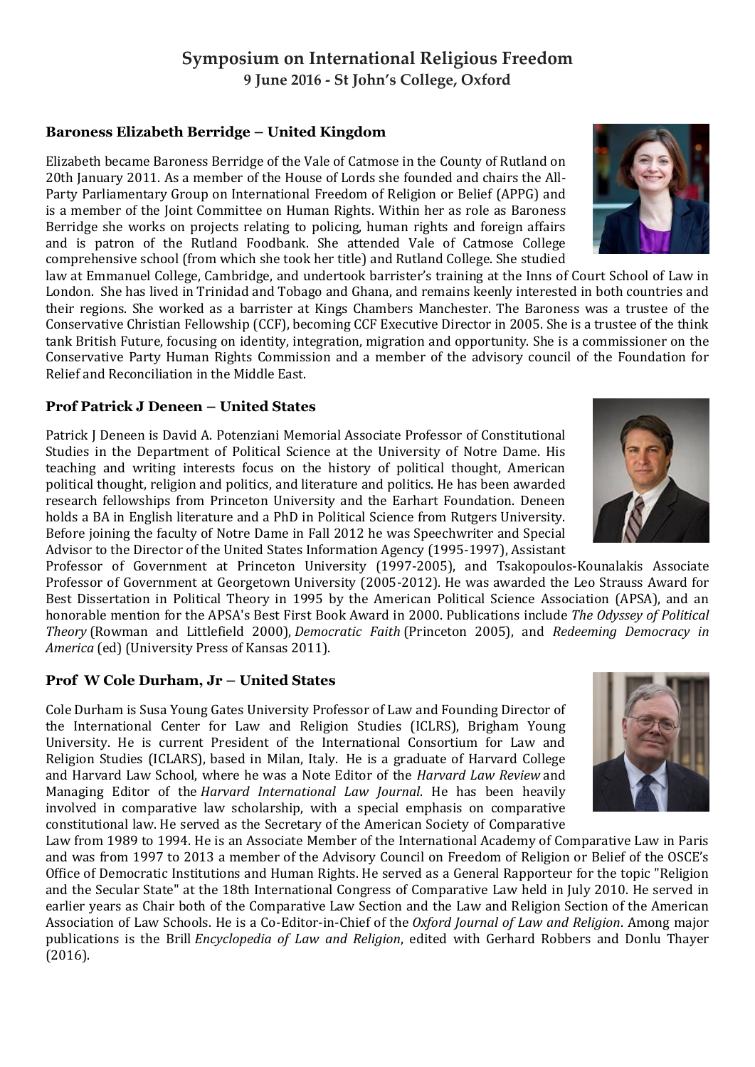# Symposium on International Religious Freedom

**9 June 2016 - St John's College, Oxford**

### Baroness Elizabeth Berridge – United Kingdom

Elizabeth became Baroness Berridge of the Vale of Catmose in the County of Rutland on 20th January 2011. As a member of the House of Lords she founded and chairs the All-Party Parliamentary Group on International Freedom of Religion or Belief (APPG) and is a member of the Joint Committee on Human Rights. Within her as role as Baroness Berridge she works on projects relating to policing, human rights and foreign affairs and is patron of the Rutland Foodbank. She attended Vale of Catmose College comprehensive school (from which she took her title) and Rutland College. She studied law at Emmanuel College, Cambridge, and undertook barrister's training at the Inns of Court School of Law in London. She has lived in Trinidad and Tobago and Ghana, and remains keenly interested in both countries and their regions. She worked as a barrister at Kings Chambers Manchester. The Baroness was a trustee of the Conservative Christian Fellowship (CCF), becoming CCF Executive Director in 2005. She is a trustee of the think tank British Future, focusing on identity, integration, migration and opportunity. She is a commissioner on the Conservative Party Human Rights Commission and a member of the advisory council of the Foundation for Relief and Reconciliation in the Middle East.

### Prof Patrick J Deneen – United States

Patrick J Deneen is David A. Potenziani Memorial Associate Professor of Constitutional Studies in the Department of Political Science at the University of Notre Dame. His teaching and writing interests focus on the history of political thought, American political thought, religion and politics, and literature and politics. He has been awarded research fellowships from Princeton University and the Earhart Foundation. Deneen holds a BA in English literature and a PhD in Political Science from Rutgers University. Before joining the faculty of Notre Dame in Fall 2012 he was Speechwriter and Special Advisor to the Director of the United States Information Agency (1995-1997), Assistant Professor of Government at Princeton University (1997-2005), and Tsakopoulos-Kounalakis Associate Professor of Government at Georgetown University (2005-2012). He was awarded the Leo Strauss Award for Best Dissertation in Political Theory in 1995 by the American Political Science Association (APSA), and an honorable mention for the APSA's Best First Book Award in 2000. Publications include *The Odyssey of Political Theory* (Rowman and Littlefield 2000), *Democratic Faith* (Princeton 2005), and *Redeeming Democracy in America* (ed) (University Press of Kansas 2011).

### Prof W Cole Durham, Jr – United States

Cole Durham is Susa Young Gates University Professor of Law and Founding Director of the International Center for Law and Religion Studies (ICLRS), Brigham Young University. He is current President of the International Consortium for Law and Religion Studies (ICLARS), based in Milan, Italy. He is a graduate of Harvard College and Harvard Law School, where he was a Note Editor of the *Harvard Law Review* and Managing Editor of the *Harvard International Law Journal*. He has been heavily involved in comparative law scholarship, with a special emphasis on comparative constitutional law. He served as the Secretary of the American Society of Comparative Law from 1989 to 1994. He is an Associate Member of the International Academy of Comparative Law in Paris and was from 1997 to 2013 a member of the Advisory Council on Freedom of Religion or Belief of the OSCE's Office of Democratic Institutions and Human Rights. He served as a General Rapporteur for the topic "Religion and the Secular State" at the 18th International Congress of Comparative Law held in July 2010. He served in earlier years as Chair both of the Comparative Law Section and the Law and Religion Section of the American Association of Law Schools. He is a Co-Editor-in-Chief of the *Oxford Journal of Law and Religion*. Among major publications is the Brill *Encyclopedia of Law and Religion*, edited with Gerhard Robbers and Donlu Thayer (2016).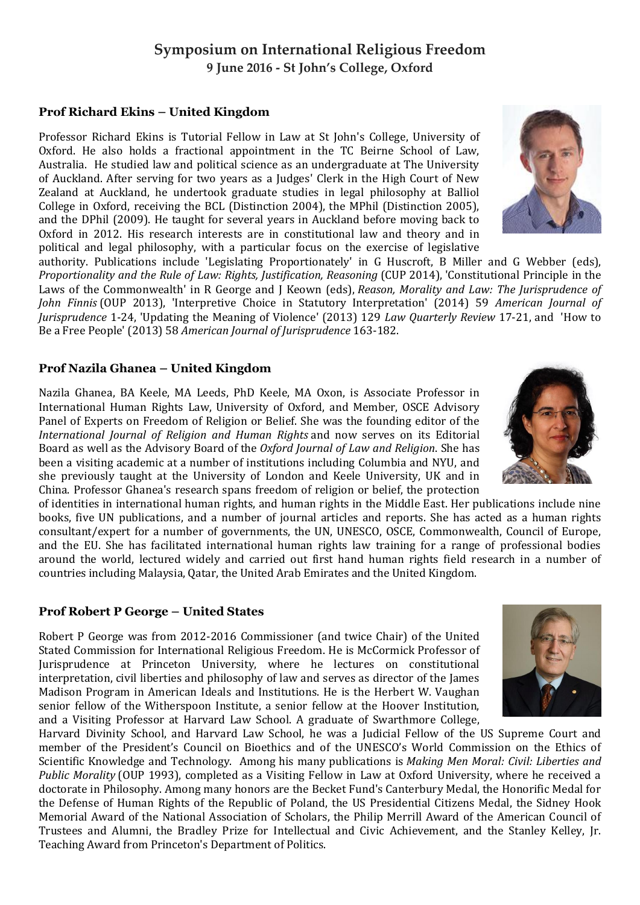# Symposium on International Religious Freedom

**9 June 2016 - St John's College, Oxford**

## Prof Richard Ekins – United Kingdom

Professor Richard Ekins is Tutorial Fellow in Law at St John's College, University of Oxford. He also holds a fractional appointment in the TC Beirne School of Law, Australia. He studied law and political science as an undergraduate at The University of Auckland. After serving for two years as a Judges' Clerk in the High Court of New Zealand at Auckland, he undertook graduate studies in legal philosophy at Balliol College in Oxford, receiving the BCL (Distinction 2004), the MPhil (Distinction 2005), and the DPhil (2009). He taught for several years in Auckland before moving back to Oxford in 2012. His research interests are in constitutional law and theory and in political and legal philosophy, with a particular focus on the exercise of legislative authority. Publications include 'Legislating Proportionately' in G Huscroft, B Miller and G Webber (eds), *Proportionality and the Rule of Law: Rights, Justification, Reasoning* (CUP 2014), 'Constitutional Principle in the Laws of the Commonwealth' in R George and J Keown (eds), *Reason, Morality and Law: The Jurisprudence of John Finnis* (OUP 2013), 'Interpretive Choice in Statutory Interpretation' (2014) 59 *American Journal of Jurisprudence* 1-24, 'Updating the Meaning of Violence' (2013) 129 *Law Quarterly Review* 17-21, and 'How to Be a Free People' (2013) 58 *American Journal of Jurisprudence* 163-182.

## Prof Nazila Ghanea – United Kingdom

Nazila Ghanea, BA Keele, MA Leeds, PhD Keele, MA Oxon, is Associate Professor in International Human Rights Law, University of Oxford, and Member, OSCE Advisory Panel of Experts on Freedom of Religion or Belief. She was the founding editor of the *International Journal of Religion and Human Rights* and now serves on its Editorial Board as well as the Advisory Board of the *Oxford Journal of Law and Religion*. She has been a visiting academic at a number of institutions including Columbia and NYU, and she previously taught at the University of London and Keele University, UK and in China. Professor Ghanea's research spans freedom of religion or belief, the protection of identities in international human rights, and human rights in the Middle East. Her publications include nine books, five UN publications, and a number of journal articles and reports. She has acted as a human rights consultant/expert for a number of governments, the UN, UNESCO, OSCE, Commonwealth, Council of Europe, and the EU. She has facilitated international human rights law training for a range of professional bodies around the world, lectured widely and carried out first hand human rights field research in a number of countries including Malaysia, Qatar, the United Arab Emirates and the United Kingdom.

## Prof Robert P George – United States

Robert P George was from 2012-2016 Commissioner (and twice Chair) of the United Stated Commission for International Religious Freedom. He is McCormick Professor of Jurisprudence at Princeton University, where he lectures on constitutional interpretation, civil liberties and philosophy of law and serves as director of the James Madison Program in American Ideals and Institutions. He is the Herbert W. Vaughan senior fellow of the Witherspoon Institute, a senior fellow at the Hoover Institution, and a Visiting Professor at Harvard Law School. A graduate of Swarthmore College, Harvard Divinity School, and Harvard Law School, he was a Judicial Fellow of the US Supreme Court and member of the President's Council on Bioethics and of the UNESCO's World Commission on the Ethics of Scientific Knowledge and Technology. Among his many publications is *Making Men Moral: Civil: Liberties and Public Morality* (OUP 1993), completed as a Visiting Fellow in Law at Oxford University, where he received a doctorate in Philosophy. Among many honors are the Becket Fund's Canterbury Medal, the Honorific Medal for the Defense of Human Rights of the Republic of Poland, the US Presidential Citizens Medal, the Sidney Hook Memorial Award of the National Association of Scholars, the Philip Merrill Award of the American Council of Trustees and Alumni, the Bradley Prize for Intellectual and Civic Achievement, and the Stanley Kelley, Jr. Teaching Award from Princeton's Department of Politics.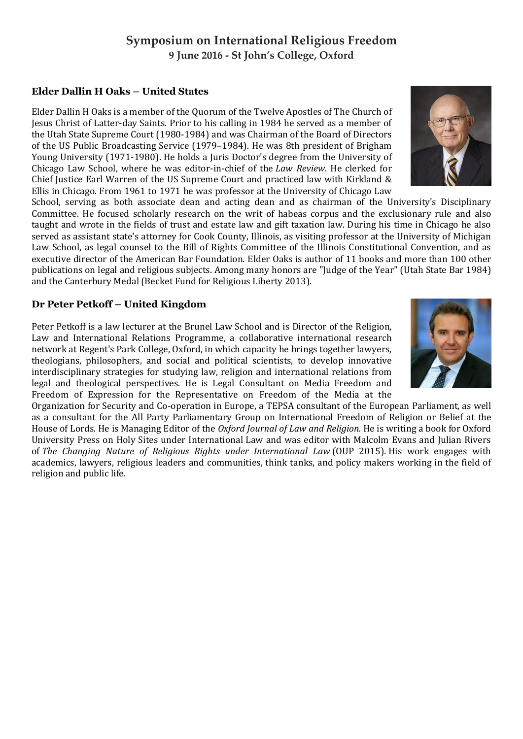# Symposium on International Religious Freedom

**9 June 2016 - St John's College, Oxford**

### Elder Dallin H Oaks – United States

Elder Dallin H Oaks is a member of the Quorum of the Twelve Apostles of The Church of Jesus Christ of Latter-day Saints. Prior to his calling in 1984 he served as a member of the Utah State Supreme Court (1980-1984) and was Chairman of the Board of Directors of the US Public Broadcasting Service (1979–1984). He was 8th president of Brigham Young University (1971-1980). He holds a Juris Doctor's degree from the University of Chicago Law School, where he was editor-in-chief of the *Law Review*. He clerked for Chief Justice Earl Warren of the US Supreme Court and practiced law with Kirkland & Ellis in Chicago. From 1961 to 1971 he was professor at the University of Chicago Law School, serving as both associate dean and acting dean and as chairman of the University's Disciplinary Committee. He focused scholarly research on the writ of habeas corpus and the exclusionary rule and also taught and wrote in the fields of trust and estate law and gift taxation law. During his time in Chicago he also served as assistant state's attorney for Cook County, Illinois, as visiting professor at the University of Michigan Law School, as legal counsel to the Bill of Rights Committee of the Illinois Constitutional Convention, and as executive director of the American Bar Foundation. Elder Oaks is author of 11 books and more than 100 other publications on legal and religious subjects. Among many honors are "Judge of the Year" (Utah State Bar 1984) and the Canterbury Medal (Becket Fund for Religious Liberty 2013).

### Dr Peter Petkoff – United Kingdom

Peter Petkoff is a law lecturer at the Brunel Law School and is Director of the Religion, Law and International Relations Programme, a collaborative international research network at Regent's Park College, Oxford, in which capacity he brings together lawyers, theologians, philosophers, and social and political scientists, to develop innovative interdisciplinary strategies for studying law, religion and international relations from legal and theological perspectives. He is Legal Consultant on Media Freedom and Freedom of Expression for the Representative on Freedom of the Media at the Organization for Security and Co-operation in Europe, a TEPSA consultant of the European Parliament, as well as a consultant for the All Party Parliamentary Group on International Freedom of Religion or Belief at the House of Lords. He is Managing Editor of the *Oxford Journal of Law and Religion.* He is writing a book for Oxford University Press on Holy Sites under International Law and was editor with Malcolm Evans and Julian Rivers of *The Changing Nature of Religious Rights under International Law* (OUP 2015). His work engages with academics, lawyers, religious leaders and communities, think tanks, and policy makers working in the field of religion and public life.